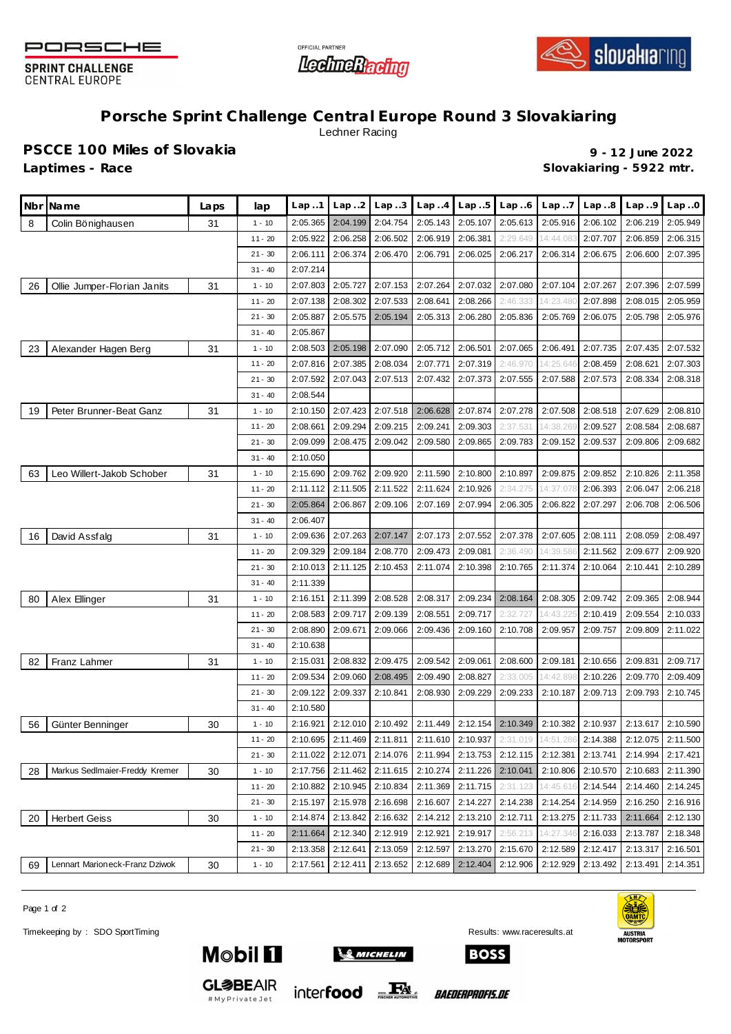PORSCHE SPRINT CHALLENGE CENTRAL EUROPE

OFFICIAL PARTNER LechnerRacing

slovakiaring

# Porsche Sprint Challenge Central Europe Round 3 Slovakiaring

Lechner Racing

## PSCCE 100 Miles of Slovakia

**Laptimes - Race**

**9 - 12 June 2022**

**Slovakiaring - 5922 mtr.**

| Nbr | Name | Laps | lap | Lap..1 | Lap..2 | Lap..3 | Lap..4 | Lap..5 | Lap..6 | Lap..7 | Lap..8 | Lap..9 | Lap..0 |
|---|---|---|---|---|---|---|---|---|---|---|---|---|---|
| 8 | Colin Bönighausen | 31 | 1 - 10 | 2:05.365 | 2:04.199 | 2:04.754 | 2:05.143 | 2:05.107 | 2:05.613 | 2:05.916 | 2:06.102 | 2:06.219 | 2:05.949 |
| | | | 11 - 20 | 2:05.922 | 2:06.258 | 2:06.502 | 2:06.919 | 2:06.381 | 2:29.649 | 14:44.083 | 2:07.707 | 2:06.859 | 2:06.315 |
| | | | 21 - 30 | 2:06.111 | 2:06.374 | 2:06.470 | 2:06.791 | 2:06.025 | 2:06.217 | 2:06.314 | 2:06.675 | 2:06.600 | 2:07.395 |
| | | | 31 - 40 | 2:07.214 | | | | | | | | | |
| 26 | Ollie Jumper-Florian Janits | 31 | 1 - 10 | 2:07.803 | 2:05.727 | 2:07.153 | 2:07.264 | 2:07.032 | 2:07.080 | 2:07.104 | 2:07.267 | 2:07.396 | 2:07.599 |
| | | | 11 - 20 | 2:07.138 | 2:08.302 | 2:07.533 | 2:08.641 | 2:08.266 | 2:46.333 | 14:23.480 | 2:07.898 | 2:08.015 | 2:05.959 |
| | | | 21 - 30 | 2:05.887 | 2:05.575 | 2:05.194 | 2:05.313 | 2:06.280 | 2:05.836 | 2:05.769 | 2:06.075 | 2:05.798 | 2:05.976 |
| | | | 31 - 40 | 2:05.867 | | | | | | | | | |
| 23 | Alexander Hagen Berg | 31 | 1 - 10 | 2:08.503 | 2:05.198 | 2:07.090 | 2:05.712 | 2:06.501 | 2:07.065 | 2:06.491 | 2:07.735 | 2:07.435 | 2:07.532 |
| | | | 11 - 20 | 2:07.816 | 2:07.385 | 2:08.034 | 2:07.771 | 2:07.319 | 2:46.970 | 14:25.646 | 2:08.459 | 2:08.621 | 2:07.303 |
| | | | 21 - 30 | 2:07.592 | 2:07.043 | 2:07.513 | 2:07.432 | 2:07.373 | 2:07.555 | 2:07.588 | 2:07.573 | 2:08.334 | 2:08.318 |
| | | | 31 - 40 | 2:08.544 | | | | | | | | | |
| 19 | Peter Brunner-Beat Ganz | 31 | 1 - 10 | 2:10.150 | 2:07.423 | 2:07.518 | 2:06.628 | 2:07.874 | 2:07.278 | 2:07.508 | 2:08.518 | 2:07.629 | 2:08.810 |
| | | | 11 - 20 | 2:08.661 | 2:09.294 | 2:09.215 | 2:09.241 | 2:09.303 | 2:37.531 | 14:38.269 | 2:09.527 | 2:08.584 | 2:08.687 |
| | | | 21 - 30 | 2:09.099 | 2:08.475 | 2:09.042 | 2:09.580 | 2:09.865 | 2:09.783 | 2:09.152 | 2:09.537 | 2:09.806 | 2:09.682 |
| | | | 31 - 40 | 2:10.050 | | | | | | | | | |
| 63 | Leo Willert-Jakob Schober | 31 | 1 - 10 | 2:15.690 | 2:09.762 | 2:09.920 | 2:11.590 | 2:10.800 | 2:10.897 | 2:09.875 | 2:09.852 | 2:10.826 | 2:11.358 |
| | | | 11 - 20 | 2:11.112 | 2:11.505 | 2:11.522 | 2:11.624 | 2:10.926 | 2:34.275 | 14:37.078 | 2:06.393 | 2:06.047 | 2:06.218 |
| | | | 21 - 30 | 2:05.864 | 2:06.867 | 2:09.106 | 2:07.169 | 2:07.994 | 2:06.305 | 2:06.822 | 2:07.297 | 2:06.708 | 2:06.506 |
| | | | 31 - 40 | 2:06.407 | | | | | | | | | |
| 16 | David Assfalg | 31 | 1 - 10 | 2:09.636 | 2:07.263 | 2:07.147 | 2:07.173 | 2:07.552 | 2:07.378 | 2:07.605 | 2:08.111 | 2:08.059 | 2:08.497 |
| | | | 11 - 20 | 2:09.329 | 2:09.184 | 2:08.770 | 2:09.473 | 2:09.081 | 2:36.490 | 14:39.586 | 2:11.562 | 2:09.677 | 2:09.920 |
| | | | 21 - 30 | 2:10.013 | 2:11.125 | 2:10.453 | 2:11.074 | 2:10.398 | 2:10.765 | 2:11.374 | 2:10.064 | 2:10.441 | 2:10.289 |
| | | | 31 - 40 | 2:11.339 | | | | | | | | | |
| 80 | Alex Ellinger | 31 | 1 - 10 | 2:16.151 | 2:11.399 | 2:08.528 | 2:08.317 | 2:09.234 | 2:08.164 | 2:08.305 | 2:09.742 | 2:09.365 | 2:08.944 |
| | | | 11 - 20 | 2:08.583 | 2:09.717 | 2:09.139 | 2:08.551 | 2:09.717 | 2:32.727 | 14:43.225 | 2:10.419 | 2:09.554 | 2:10.033 |
| | | | 21 - 30 | 2:08.890 | 2:09.671 | 2:09.066 | 2:09.436 | 2:09.160 | 2:10.708 | 2:09.957 | 2:09.757 | 2:09.809 | 2:11.022 |
| | | | 31 - 40 | 2:10.638 | | | | | | | | | |
| 82 | Franz Lahmer | 31 | 1 - 10 | 2:15.031 | 2:08.832 | 2:09.475 | 2:09.542 | 2:09.061 | 2:08.600 | 2:09.181 | 2:10.656 | 2:09.831 | 2:09.717 |
| | | | 11 - 20 | 2:09.534 | 2:09.060 | 2:08.495 | 2:09.490 | 2:08.827 | 2:33.005 | 14:42.898 | 2:10.226 | 2:09.770 | 2:09.409 |
| | | | 21 - 30 | 2:09.122 | 2:09.337 | 2:10.841 | 2:08.930 | 2:09.229 | 2:09.233 | 2:10.187 | 2:09.713 | 2:09.793 | 2:10.745 |
| | | | 31 - 40 | 2:10.580 | | | | | | | | | |
| 56 | Günter Benninger | 30 | 1 - 10 | 2:16.921 | 2:12.010 | 2:10.492 | 2:11.449 | 2:12.154 | 2:10.349 | 2:10.382 | 2:10.937 | 2:13.617 | 2:10.590 |
| | | | 11 - 20 | 2:10.695 | 2:11.469 | 2:11.811 | 2:11.610 | 2:10.937 | 2:31.019 | 14:51.286 | 2:14.388 | 2:12.075 | 2:11.500 |
| | | | 21 - 30 | 2:11.022 | 2:12.071 | 2:14.076 | 2:11.994 | 2:13.753 | 2:12.115 | 2:12.381 | 2:13.741 | 2:14.994 | 2:17.421 |
| 28 | Markus Sedlmaier-Freddy Kremer | 30 | 1 - 10 | 2:17.756 | 2:11.462 | 2:11.615 | 2:10.274 | 2:11.226 | 2:10.041 | 2:10.806 | 2:10.570 | 2:10.683 | 2:11.390 |
| | | | 11 - 20 | 2:10.882 | 2:10.945 | 2:10.834 | 2:11.369 | 2:11.715 | 2:31.123 | 14:45.616 | 2:14.544 | 2:14.460 | 2:14.245 |
| | | | 21 - 30 | 2:15.197 | 2:15.978 | 2:16.698 | 2:16.607 | 2:14.227 | 2:14.238 | 2:14.254 | 2:14.959 | 2:16.250 | 2:16.916 |
| 20 | Herbert Geiss | 30 | 1 - 10 | 2:14.874 | 2:13.842 | 2:16.632 | 2:14.212 | 2:13.210 | 2:12.711 | 2:13.275 | 2:11.733 | 2:11.664 | 2:12.130 |
| | | | 11 - 20 | 2:11.664 | 2:12.340 | 2:12.919 | 2:12.921 | 2:19.917 | 2:56.213 | 14:27.346 | 2:16.033 | 2:13.787 | 2:18.348 |
| | | | 21 - 30 | 2:13.358 | 2:12.641 | 2:13.059 | 2:12.597 | 2:13.270 | 2:15.670 | 2:12.589 | 2:12.417 | 2:13.317 | 2:16.501 |
| 69 | Lennart Marioneck-Franz Dziwok | 30 | 1 - 10 | 2:17.561 | 2:12.411 | 2:13.652 | 2:12.689 | 2:12.404 | 2:12.906 | 2:12.929 | 2:13.492 | 2:13.491 | 2:14.351 |

Timekeeping by : SDO SportTiming

Results: www.raceresults.at

AUSTRIA MOTORSPORT

Mobil 1 MICHELIN BOSS GLOBEAIR #MyPrivateJet interfood FISCHER AUTOMOTIVE BAEDERPROFIS.DE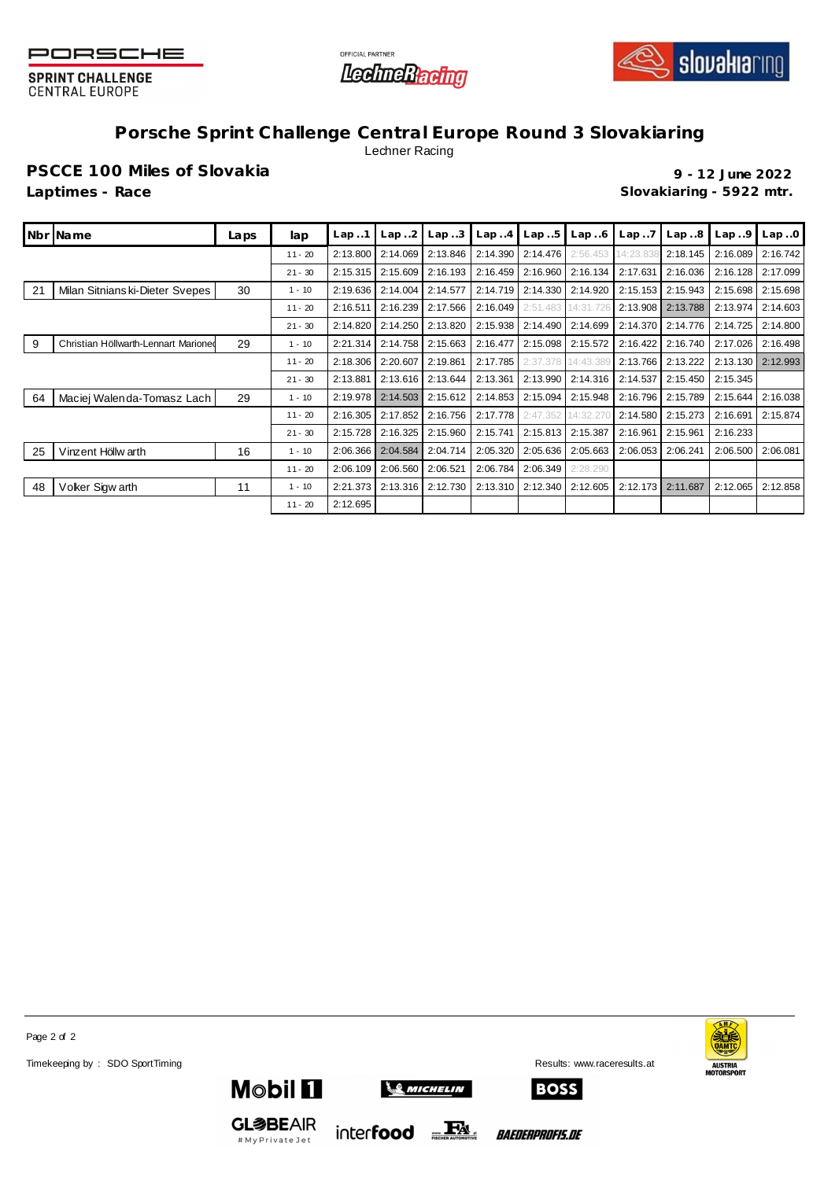# Porsche Sprint Challenge Central Europe Round 3 Slovakiaring

Lechner Racing

## PSCCE 100 Miles of Slovakia

**Laptimes - Race**

**9 - 12 June 2022**

**Slovakiaring - 5922 mtr.**

| Nbr | Name | Laps | lap | Lap ..1 | Lap ..2 | Lap ..3 | Lap ..4 | Lap ..5 | Lap ..6 | Lap ..7 | Lap ..8 | Lap ..9 | Lap ..0 |
|---|---|---|---|---|---|---|---|---|---|---|---|---|---|
| | | | 11 - 20 | 2:13.800 | 2:14.069 | 2:13.846 | 2:14.390 | 2:14.476 | 2:56.453 | 14:23.838 | 2:18.145 | 2:16.089 | 2:16.742 |
| | | | 21 - 30 | 2:15.315 | 2:15.609 | 2:16.193 | 2:16.459 | 2:16.960 | 2:16.134 | 2:17.631 | 2:16.036 | 2:16.128 | 2:17.099 |
| 21 | Milan Sitnianski-Dieter Svepes | 30 | 1 - 10 | 2:19.636 | 2:14.004 | 2:14.577 | 2:14.719 | 2:14.330 | 2:14.920 | 2:15.153 | 2:15.943 | 2:15.698 | 2:15.698 |
| | | | 11 - 20 | 2:16.511 | 2:16.239 | 2:17.566 | 2:16.049 | 2:51.483 | 14:31.726 | 2:13.908 | 2:13.788 | 2:13.974 | 2:14.603 |
| | | | 21 - 30 | 2:14.820 | 2:14.250 | 2:13.820 | 2:15.938 | 2:14.490 | 2:14.699 | 2:14.370 | 2:14.776 | 2:14.725 | 2:14.800 |
| 9 | Christian Höllwarth-Lennart Marioneck | 29 | 1 - 10 | 2:21.314 | 2:14.758 | 2:15.663 | 2:16.477 | 2:15.098 | 2:15.572 | 2:16.422 | 2:16.740 | 2:17.026 | 2:16.498 |
| | | | 11 - 20 | 2:18.306 | 2:20.607 | 2:19.861 | 2:17.785 | 2:37.378 | 14:43.389 | 2:13.766 | 2:13.222 | 2:13.130 | 2:12.993 |
| | | | 21 - 30 | 2:13.881 | 2:13.616 | 2:13.644 | 2:13.361 | 2:13.990 | 2:14.316 | 2:14.537 | 2:15.450 | 2:15.345 | |
| 64 | Maciej Walenda-Tomasz Lach | 29 | 1 - 10 | 2:19.978 | 2:14.503 | 2:15.612 | 2:14.853 | 2:15.094 | 2:15.948 | 2:16.796 | 2:15.789 | 2:15.644 | 2:16.038 |
| | | | 11 - 20 | 2:16.305 | 2:17.852 | 2:16.756 | 2:17.778 | 2:47.352 | 14:32.270 | 2:14.580 | 2:15.273 | 2:16.691 | 2:15.874 |
| | | | 21 - 30 | 2:15.728 | 2:16.325 | 2:15.960 | 2:15.741 | 2:15.813 | 2:15.387 | 2:16.961 | 2:15.961 | 2:16.233 | |
| 25 | Vinzent Höllwarth | 16 | 1 - 10 | 2:06.366 | 2:04.584 | 2:04.714 | 2:05.320 | 2:05.636 | 2:05.663 | 2:06.053 | 2:06.241 | 2:06.500 | 2:06.081 |
| | | | 11 - 20 | 2:06.109 | 2:06.560 | 2:06.521 | 2:06.784 | 2:06.349 | 2:28.290 | | | | |
| 48 | Volker Sigwarth | 11 | 1 - 10 | 2:21.373 | 2:13.316 | 2:12.730 | 2:13.310 | 2:12.340 | 2:12.605 | 2:12.173 | 2:11.687 | 2:12.065 | 2:12.858 |
| | | | 11 - 20 | 2:12.695 | | | | | | | | | |

Timekeeping by : SDO SportTiming

Results: www.raceresults.at